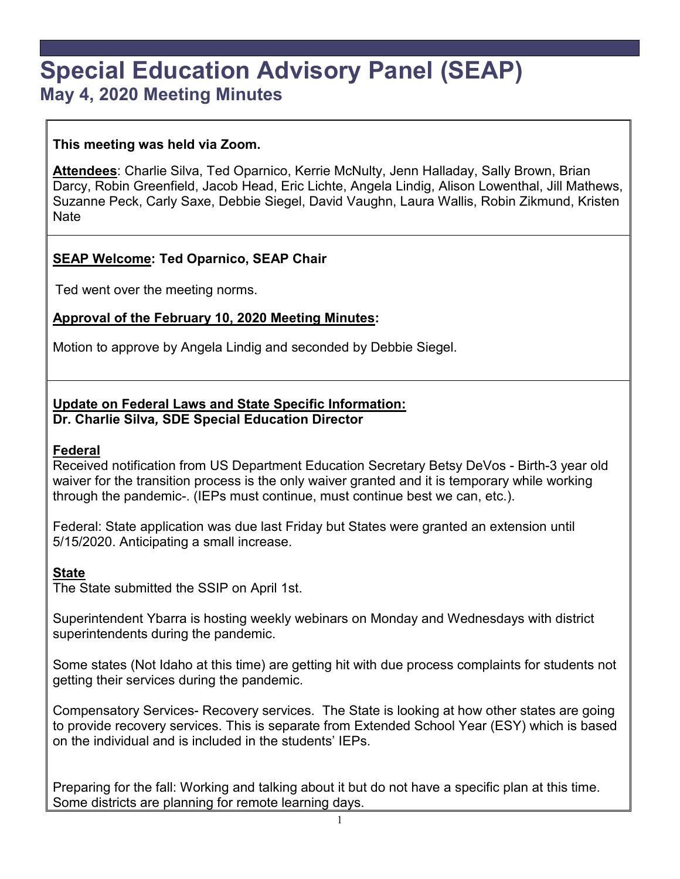# Special Education Advisory Panel (SEAP)

## May 4, 2020 Meeting Minutes

**This meeting was held via Zoom.**

**Attendees**: Charlie Silva, Ted Oparnico, Kerrie McNulty, Jenn Halladay, Sally Brown, Brian Darcy, Robin Greenfield, Jacob Head, Eric Lichte, Angela Lindig, Alison Lowenthal, Jill Mathews, Suzanne Peck, Carly Saxe, Debbie Siegel, David Vaughn, Laura Wallis, Robin Zikmund, Kristen Nate

**SEAP Welcome: Ted Oparnico, SEAP Chair**

Ted went over the meeting norms.

**Approval of the February 10, 2020 Meeting Minutes:**

Motion to approve by Angela Lindig and seconded by Debbie Siegel.

**Update on Federal Laws and State Specific Information:**
**Dr. Charlie Silva, SDE Special Education Director**

**Federal**

Received notification from US Department Education Secretary Betsy DeVos - Birth-3 year old waiver for the transition process is the only waiver granted and it is temporary while working through the pandemic-. (IEPs must continue, must continue best we can, etc.).

Federal: State application was due last Friday but States were granted an extension until 5/15/2020. Anticipating a small increase.

**State**

The State submitted the SSIP on April 1st.

Superintendent Ybarra is hosting weekly webinars on Monday and Wednesdays with district superintendents during the pandemic.

Some states (Not Idaho at this time) are getting hit with due process complaints for students not getting their services during the pandemic.

Compensatory Services- Recovery services. The State is looking at how other states are going to provide recovery services. This is separate from Extended School Year (ESY) which is based on the individual and is included in the students' IEPs.

Preparing for the fall: Working and talking about it but do not have a specific plan at this time. Some districts are planning for remote learning days.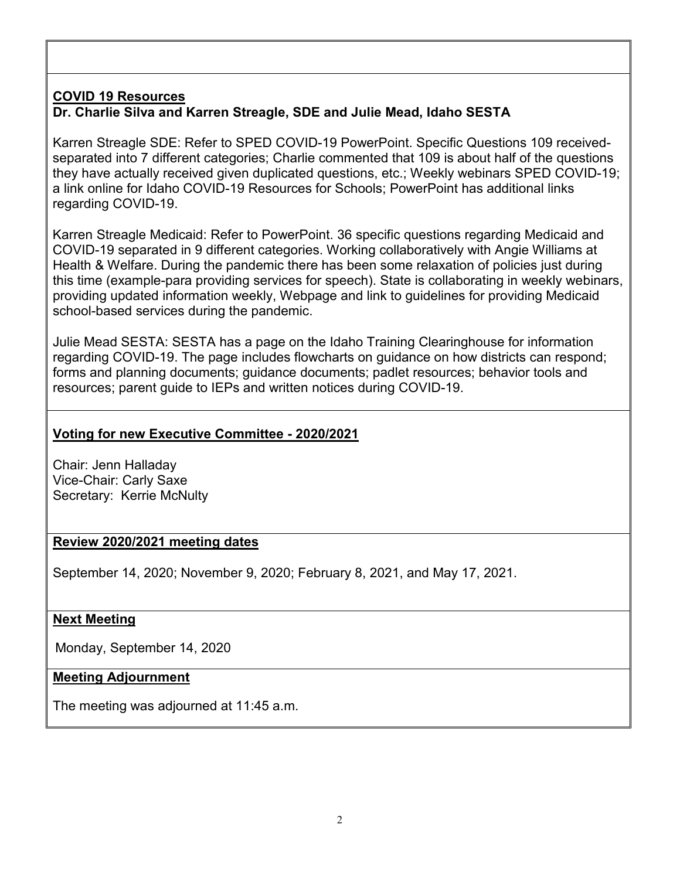**COVID 19 Resources**
**Dr. Charlie Silva and Karren Streagle, SDE and Julie Mead, Idaho SESTA**

Karren Streagle SDE: Refer to SPED COVID-19 PowerPoint. Specific Questions 109 received- separated into 7 different categories; Charlie commented that 109 is about half of the questions they have actually received given duplicated questions, etc.; Weekly webinars SPED COVID-19; a link online for Idaho COVID-19 Resources for Schools; PowerPoint has additional links regarding COVID-19.

Karren Streagle Medicaid: Refer to PowerPoint. 36 specific questions regarding Medicaid and COVID-19 separated in 9 different categories. Working collaboratively with Angie Williams at Health & Welfare. During the pandemic there has been some relaxation of policies just during this time (example-para providing services for speech). State is collaborating in weekly webinars, providing updated information weekly, Webpage and link to guidelines for providing Medicaid school-based services during the pandemic.

Julie Mead SESTA: SESTA has a page on the Idaho Training Clearinghouse for information regarding COVID-19. The page includes flowcharts on guidance on how districts can respond; forms and planning documents; guidance documents; padlet resources; behavior tools and resources; parent guide to IEPs and written notices during COVID-19.

**Voting for new Executive Committee - 2020/2021**

Chair: Jenn Halladay
Vice-Chair: Carly Saxe
Secretary: Kerrie McNulty

**Review 2020/2021 meeting dates**

September 14, 2020; November 9, 2020; February 8, 2021, and May 17, 2021.

**Next Meeting**

Monday, September 14, 2020

**Meeting Adjournment**

The meeting was adjourned at 11:45 a.m.